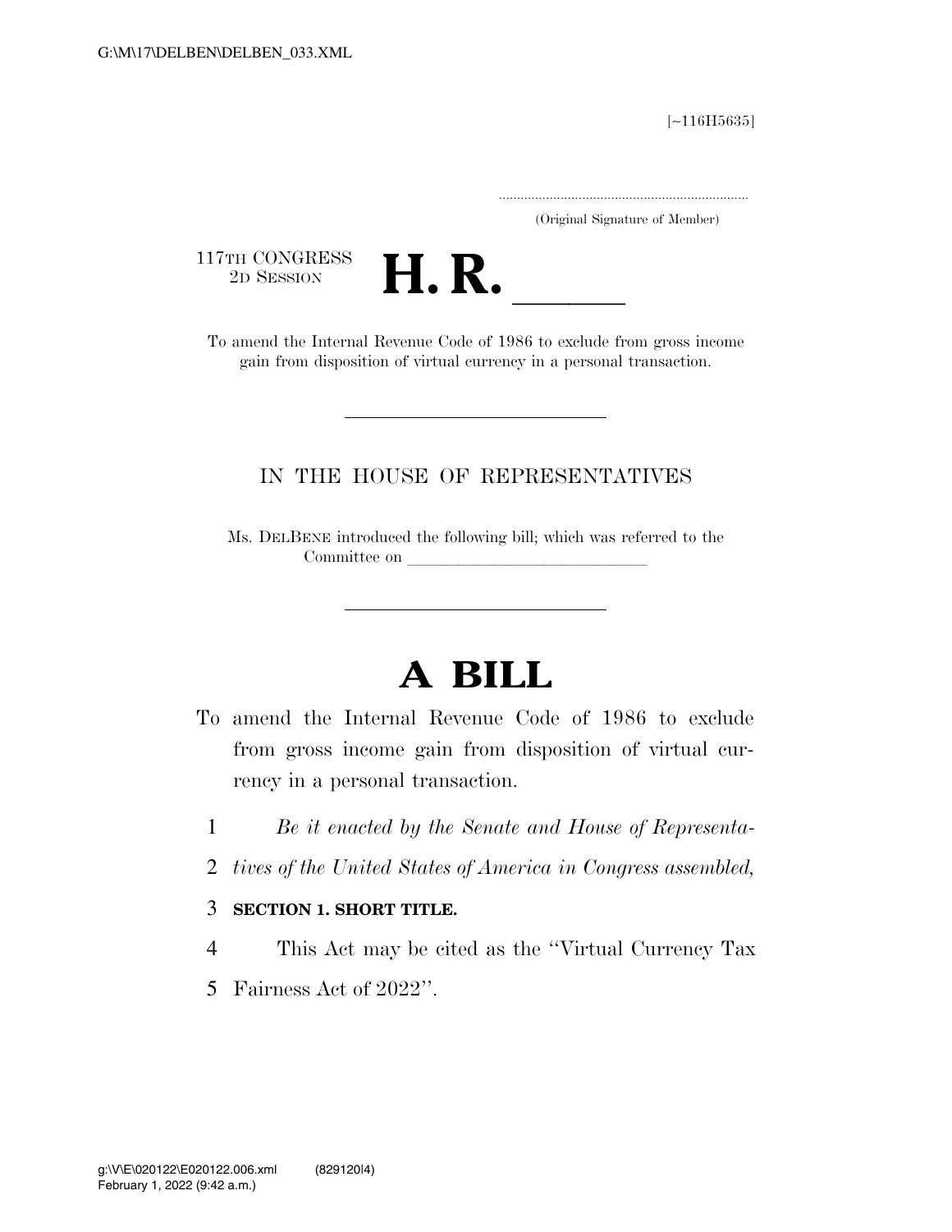G:\M\17\DELBEN\DELBEN_033.XML

[~116H5635]

.....................................................................
(Original Signature of Member)

117TH CONGRESS
2D SESSION

# H. R. \_\_\_\_\_\_

To amend the Internal Revenue Code of 1986 to exclude from gross income gain from disposition of virtual currency in a personal transaction.

---

IN THE HOUSE OF REPRESENTATIVES

Ms. DELBENE introduced the following bill; which was referred to the Committee on \_\_\_\_\_\_\_\_\_\_\_\_\_\_\_\_\_\_\_\_\_\_\_\_\_\_\_\_\_\_

---

# A BILL

To amend the Internal Revenue Code of 1986 to exclude from gross income gain from disposition of virtual currency in a personal transaction.

1 *Be it enacted by the Senate and House of Representa-*
2 *tives of the United States of America in Congress assembled,*

3 **SECTION 1. SHORT TITLE.**

4 This Act may be cited as the ''Virtual Currency Tax
5 Fairness Act of 2022''.

g:\V\E\020122\E020122.006.xml (829120|4)
February 1, 2022 (9:42 a.m.)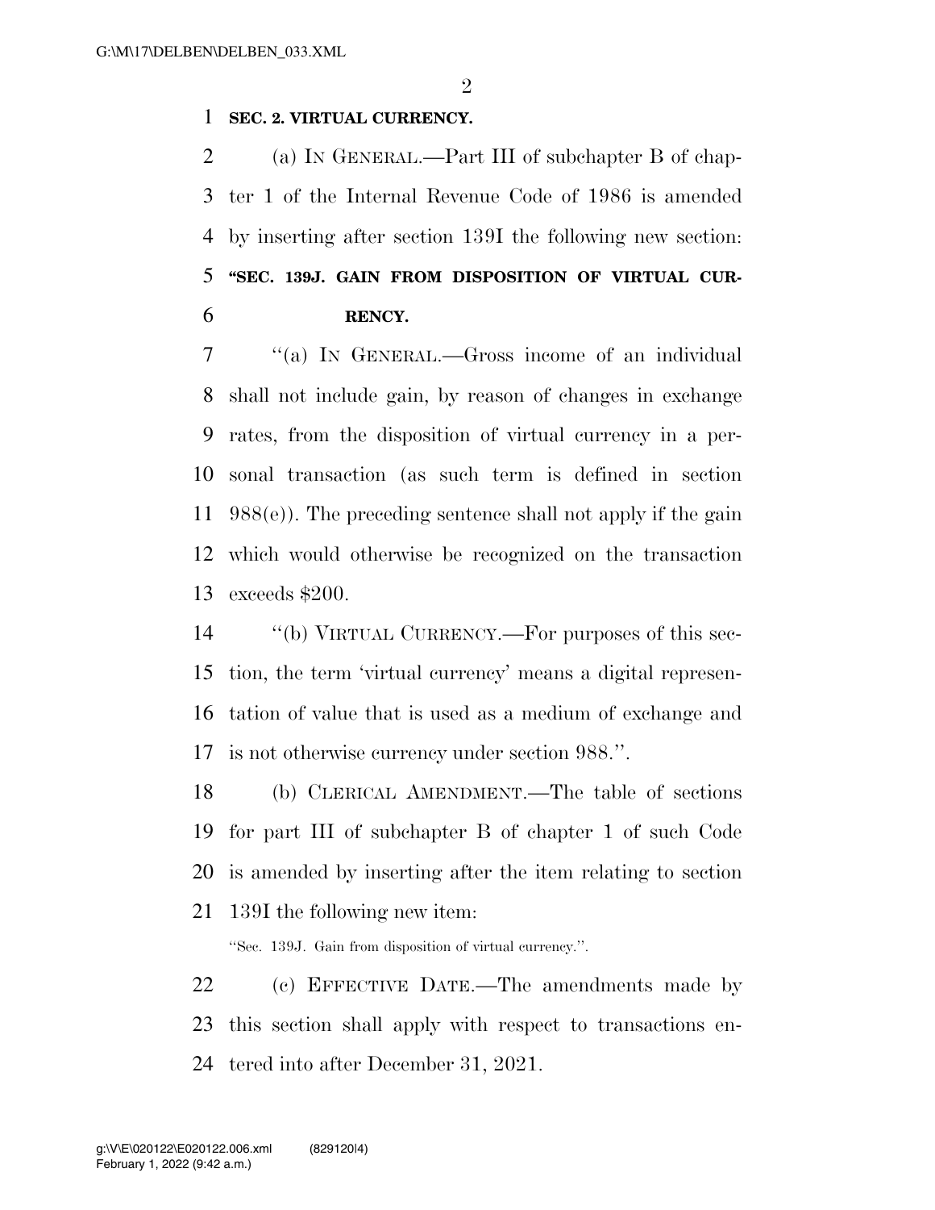**SEC. 2. VIRTUAL CURRENCY.**

(a) IN GENERAL.—Part III of subchapter B of chapter 1 of the Internal Revenue Code of 1986 is amended by inserting after section 139I the following new section:

**"SEC. 139J. GAIN FROM DISPOSITION OF VIRTUAL CURRENCY.**

"(a) IN GENERAL.—Gross income of an individual shall not include gain, by reason of changes in exchange rates, from the disposition of virtual currency in a personal transaction (as such term is defined in section 988(e)). The preceding sentence shall not apply if the gain which would otherwise be recognized on the transaction exceeds $200.

"(b) VIRTUAL CURRENCY.—For purposes of this section, the term 'virtual currency' means a digital representation of value that is used as a medium of exchange and is not otherwise currency under section 988.".

(b) CLERICAL AMENDMENT.—The table of sections for part III of subchapter B of chapter 1 of such Code is amended by inserting after the item relating to section 139I the following new item:

"Sec. 139J. Gain from disposition of virtual currency.".

(c) EFFECTIVE DATE.—The amendments made by this section shall apply with respect to transactions entered into after December 31, 2021.